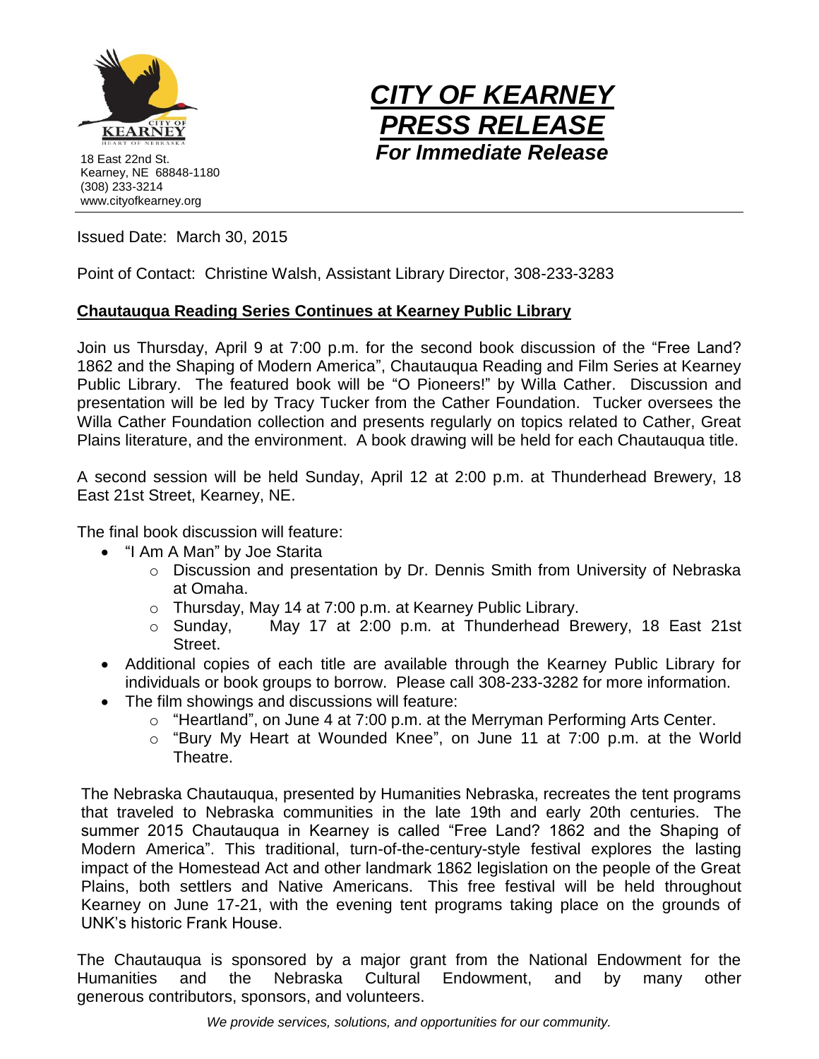18 East 22nd St.
Kearney, NE 68848-1180
(308) 233-3214
www.cityofkearney.org

# ***CITY OF KEARNEY PRESS RELEASE***

***For Immediate Release***

Issued Date: March 30, 2015

Point of Contact: Christine Walsh, Assistant Library Director, 308-233-3283

## Chautauqua Reading Series Continues at Kearney Public Library

Join us Thursday, April 9 at 7:00 p.m. for the second book discussion of the "Free Land? 1862 and the Shaping of Modern America", Chautauqua Reading and Film Series at Kearney Public Library. The featured book will be "O Pioneers!" by Willa Cather. Discussion and presentation will be led by Tracy Tucker from the Cather Foundation. Tucker oversees the Willa Cather Foundation collection and presents regularly on topics related to Cather, Great Plains literature, and the environment. A book drawing will be held for each Chautauqua title.

A second session will be held Sunday, April 12 at 2:00 p.m. at Thunderhead Brewery, 18 East 21st Street, Kearney, NE.

The final book discussion will feature:

- "I Am A Man" by Joe Starita
  - Discussion and presentation by Dr. Dennis Smith from University of Nebraska at Omaha.
  - Thursday, May 14 at 7:00 p.m. at Kearney Public Library.
  - Sunday, May 17 at 2:00 p.m. at Thunderhead Brewery, 18 East 21st Street.
- Additional copies of each title are available through the Kearney Public Library for individuals or book groups to borrow. Please call 308-233-3282 for more information.
- The film showings and discussions will feature:
  - "Heartland", on June 4 at 7:00 p.m. at the Merryman Performing Arts Center.
  - "Bury My Heart at Wounded Knee", on June 11 at 7:00 p.m. at the World Theatre.

The Nebraska Chautauqua, presented by Humanities Nebraska, recreates the tent programs that traveled to Nebraska communities in the late 19th and early 20th centuries. The summer 2015 Chautauqua in Kearney is called "Free Land? 1862 and the Shaping of Modern America". This traditional, turn-of-the-century-style festival explores the lasting impact of the Homestead Act and other landmark 1862 legislation on the people of the Great Plains, both settlers and Native Americans. This free festival will be held throughout Kearney on June 17-21, with the evening tent programs taking place on the grounds of UNK's historic Frank House.

The Chautauqua is sponsored by a major grant from the National Endowment for the Humanities and the Nebraska Cultural Endowment, and by many other generous contributors, sponsors, and volunteers.

*We provide services, solutions, and opportunities for our community.*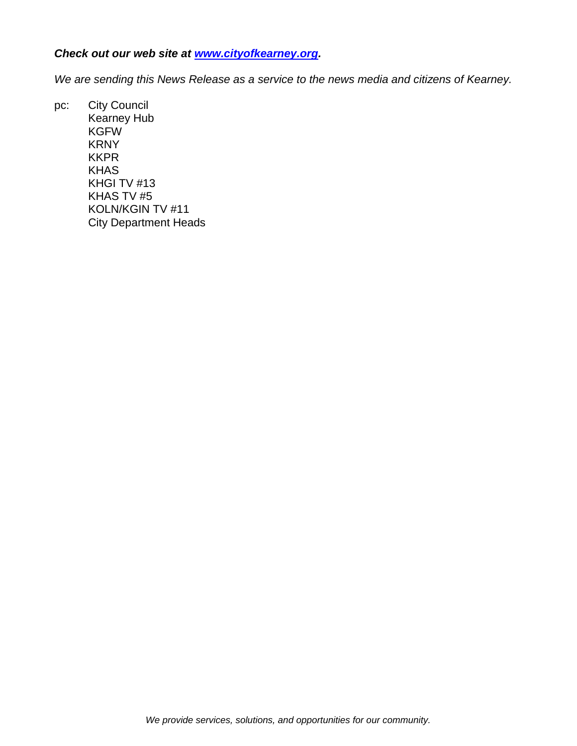***Check out our web site at [www.cityofkearney.org](http://www.cityofkearney.org).***

*We are sending this News Release as a service to the news media and citizens of Kearney.*

pc: City Council
Kearney Hub
KGFW
KRNY
KKPR
KHAS
KHGI TV #13
KHAS TV #5
KOLN/KGIN TV #11
City Department Heads

*We provide services, solutions, and opportunities for our community.*